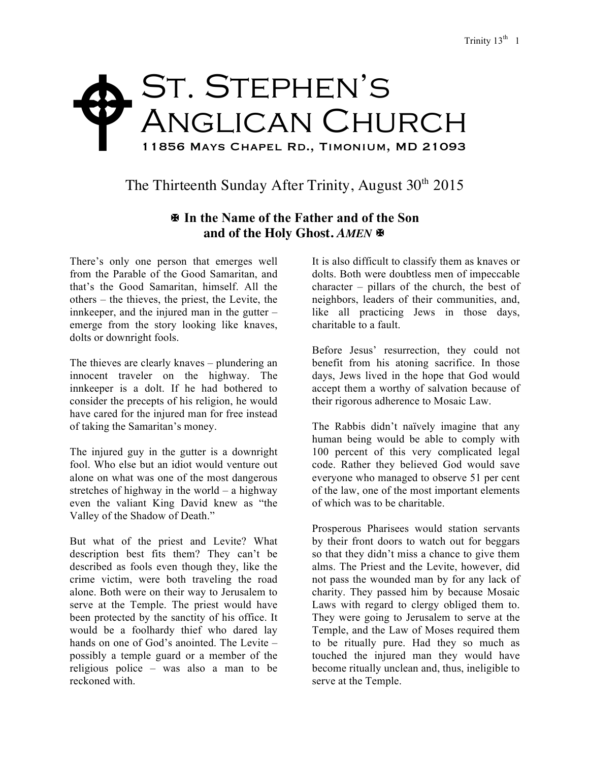# St. Stephen's Anglican Church

11856 Mays Chapel Rd., Timonium, MD 21093

## The Thirteenth Sunday After Trinity, August 30th 2015

**✠ In the Name of the Father and of the Son and of the Holy Ghost.** ***AMEN*** **✠**

There's only one person that emerges well from the Parable of the Good Samaritan, and that's the Good Samaritan, himself. All the others – the thieves, the priest, the Levite, the innkeeper, and the injured man in the gutter – emerge from the story looking like knaves, dolts or downright fools.

The thieves are clearly knaves – plundering an innocent traveler on the highway. The innkeeper is a dolt. If he had bothered to consider the precepts of his religion, he would have cared for the injured man for free instead of taking the Samaritan's money.

The injured guy in the gutter is a downright fool. Who else but an idiot would venture out alone on what was one of the most dangerous stretches of highway in the world – a highway even the valiant King David knew as "the Valley of the Shadow of Death."

But what of the priest and Levite? What description best fits them? They can't be described as fools even though they, like the crime victim, were both traveling the road alone. Both were on their way to Jerusalem to serve at the Temple. The priest would have been protected by the sanctity of his office. It would be a foolhardy thief who dared lay hands on one of God's anointed. The Levite – possibly a temple guard or a member of the religious police – was also a man to be reckoned with.

It is also difficult to classify them as knaves or dolts. Both were doubtless men of impeccable character – pillars of the church, the best of neighbors, leaders of their communities, and, like all practicing Jews in those days, charitable to a fault.

Before Jesus' resurrection, they could not benefit from his atoning sacrifice. In those days, Jews lived in the hope that God would accept them a worthy of salvation because of their rigorous adherence to Mosaic Law.

The Rabbis didn't naïvely imagine that any human being would be able to comply with 100 percent of this very complicated legal code. Rather they believed God would save everyone who managed to observe 51 per cent of the law, one of the most important elements of which was to be charitable.

Prosperous Pharisees would station servants by their front doors to watch out for beggars so that they didn't miss a chance to give them alms. The Priest and the Levite, however, did not pass the wounded man by for any lack of charity. They passed him by because Mosaic Laws with regard to clergy obliged them to. They were going to Jerusalem to serve at the Temple, and the Law of Moses required them to be ritually pure. Had they so much as touched the injured man they would have become ritually unclean and, thus, ineligible to serve at the Temple.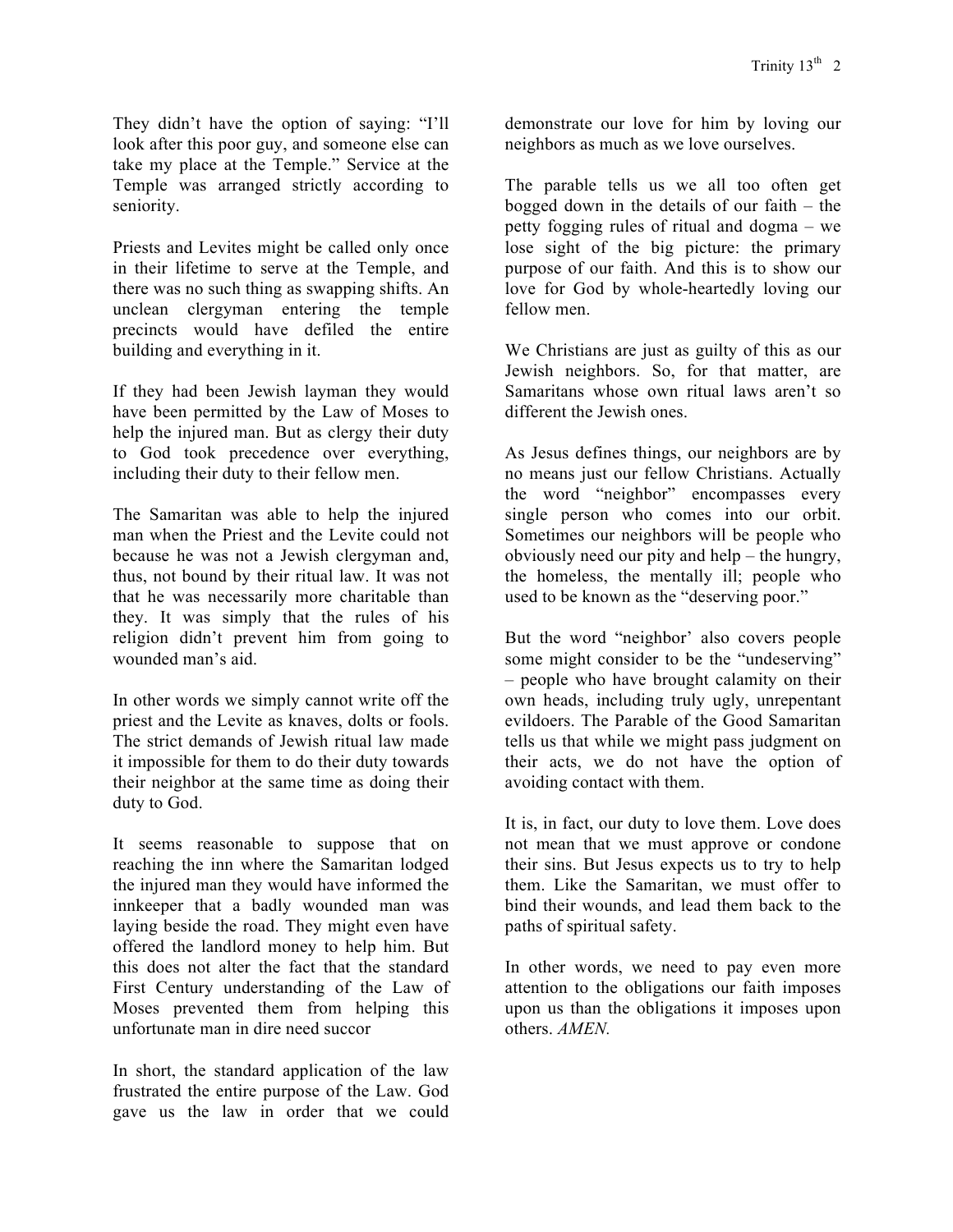They didn't have the option of saying: "I'll look after this poor guy, and someone else can take my place at the Temple." Service at the Temple was arranged strictly according to seniority.

Priests and Levites might be called only once in their lifetime to serve at the Temple, and there was no such thing as swapping shifts. An unclean clergyman entering the temple precincts would have defiled the entire building and everything in it.

If they had been Jewish layman they would have been permitted by the Law of Moses to help the injured man. But as clergy their duty to God took precedence over everything, including their duty to their fellow men.

The Samaritan was able to help the injured man when the Priest and the Levite could not because he was not a Jewish clergyman and, thus, not bound by their ritual law. It was not that he was necessarily more charitable than they. It was simply that the rules of his religion didn't prevent him from going to wounded man's aid.

In other words we simply cannot write off the priest and the Levite as knaves, dolts or fools. The strict demands of Jewish ritual law made it impossible for them to do their duty towards their neighbor at the same time as doing their duty to God.

It seems reasonable to suppose that on reaching the inn where the Samaritan lodged the injured man they would have informed the innkeeper that a badly wounded man was laying beside the road. They might even have offered the landlord money to help him. But this does not alter the fact that the standard First Century understanding of the Law of Moses prevented them from helping this unfortunate man in dire need succor

In short, the standard application of the law frustrated the entire purpose of the Law. God gave us the law in order that we could demonstrate our love for him by loving our neighbors as much as we love ourselves.

The parable tells us we all too often get bogged down in the details of our faith – the petty fogging rules of ritual and dogma – we lose sight of the big picture: the primary purpose of our faith. And this is to show our love for God by whole-heartedly loving our fellow men.

We Christians are just as guilty of this as our Jewish neighbors. So, for that matter, are Samaritans whose own ritual laws aren't so different the Jewish ones.

As Jesus defines things, our neighbors are by no means just our fellow Christians. Actually the word "neighbor" encompasses every single person who comes into our orbit. Sometimes our neighbors will be people who obviously need our pity and help – the hungry, the homeless, the mentally ill; people who used to be known as the "deserving poor."

But the word "neighbor' also covers people some might consider to be the "undeserving" – people who have brought calamity on their own heads, including truly ugly, unrepentant evildoers. The Parable of the Good Samaritan tells us that while we might pass judgment on their acts, we do not have the option of avoiding contact with them.

It is, in fact, our duty to love them. Love does not mean that we must approve or condone their sins. But Jesus expects us to try to help them. Like the Samaritan, we must offer to bind their wounds, and lead them back to the paths of spiritual safety.

In other words, we need to pay even more attention to the obligations our faith imposes upon us than the obligations it imposes upon others. *AMEN.*